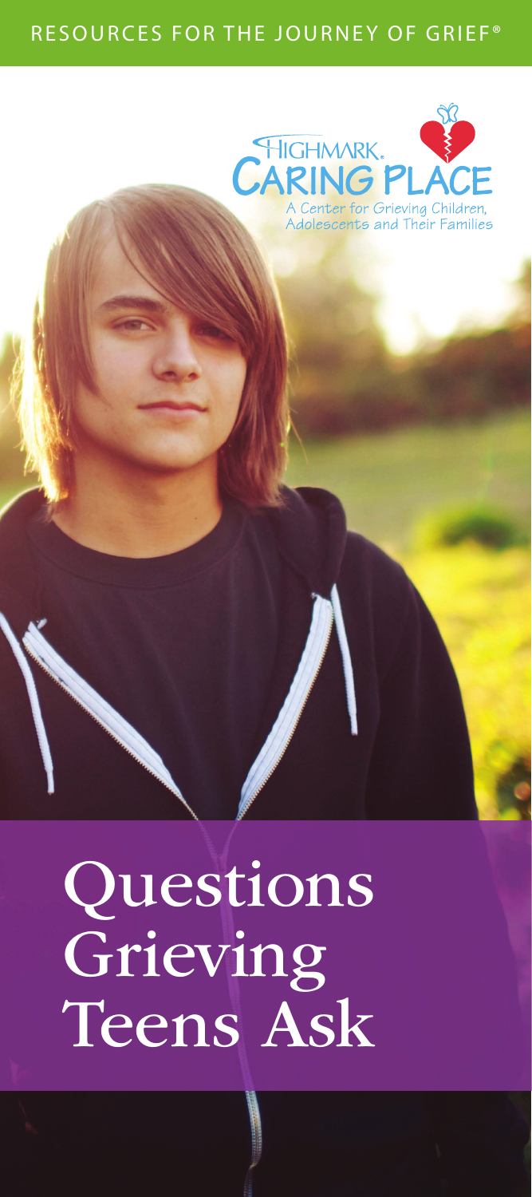RESOURCES FOR THE JOURNEY OF GRIEF®

HIGHMARK. CARING PLACE

A Center for Grieving Children, Adolescents and Their Families

# Questions Grieving Teens Ask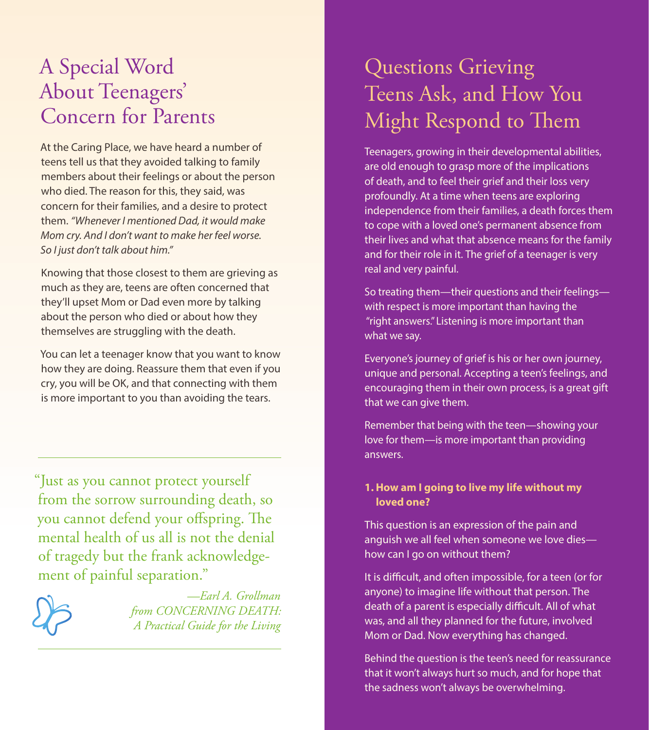# A Special Word About Teenagers' Concern for Parents

At the Caring Place, we have heard a number of teens tell us that they avoided talking to family members about their feelings or about the person who died. The reason for this, they said, was concern for their families, and a desire to protect them. *"Whenever I mentioned Dad, it would make Mom cry. And I don't want to make her feel worse. So I just don't talk about him."*

Knowing that those closest to them are grieving as much as they are, teens are often concerned that they'll upset Mom or Dad even more by talking about the person who died or about how they themselves are struggling with the death.

You can let a teenager know that you want to know how they are doing. Reassure them that even if you cry, you will be OK, and that connecting with them is more important to you than avoiding the tears.

---

"Just as you cannot protect yourself from the sorrow surrounding death, so you cannot defend your offspring. The mental health of us all is not the denial of tragedy but the frank acknowledgement of painful separation."

*—Earl A. Grollman from CONCERNING DEATH: A Practical Guide for the Living*

---

# Questions Grieving Teens Ask, and How You Might Respond to Them

Teenagers, growing in their developmental abilities, are old enough to grasp more of the implications of death, and to feel their grief and their loss very profoundly. At a time when teens are exploring independence from their families, a death forces them to cope with a loved one's permanent absence from their lives and what that absence means for the family and for their role in it. The grief of a teenager is very real and very painful.

So treating them—their questions and their feelings—with respect is more important than having the "right answers." Listening is more important than what we say.

Everyone's journey of grief is his or her own journey, unique and personal. Accepting a teen's feelings, and encouraging them in their own process, is a great gift that we can give them.

Remember that being with the teen—showing your love for them—is more important than providing answers.

**1. How am I going to live my life without my loved one?**

This question is an expression of the pain and anguish we all feel when someone we love dies—how can I go on without them?

It is difficult, and often impossible, for a teen (or for anyone) to imagine life without that person. The death of a parent is especially difficult. All of what was, and all they planned for the future, involved Mom or Dad. Now everything has changed.

Behind the question is the teen's need for reassurance that it won't always hurt so much, and for hope that the sadness won't always be overwhelming.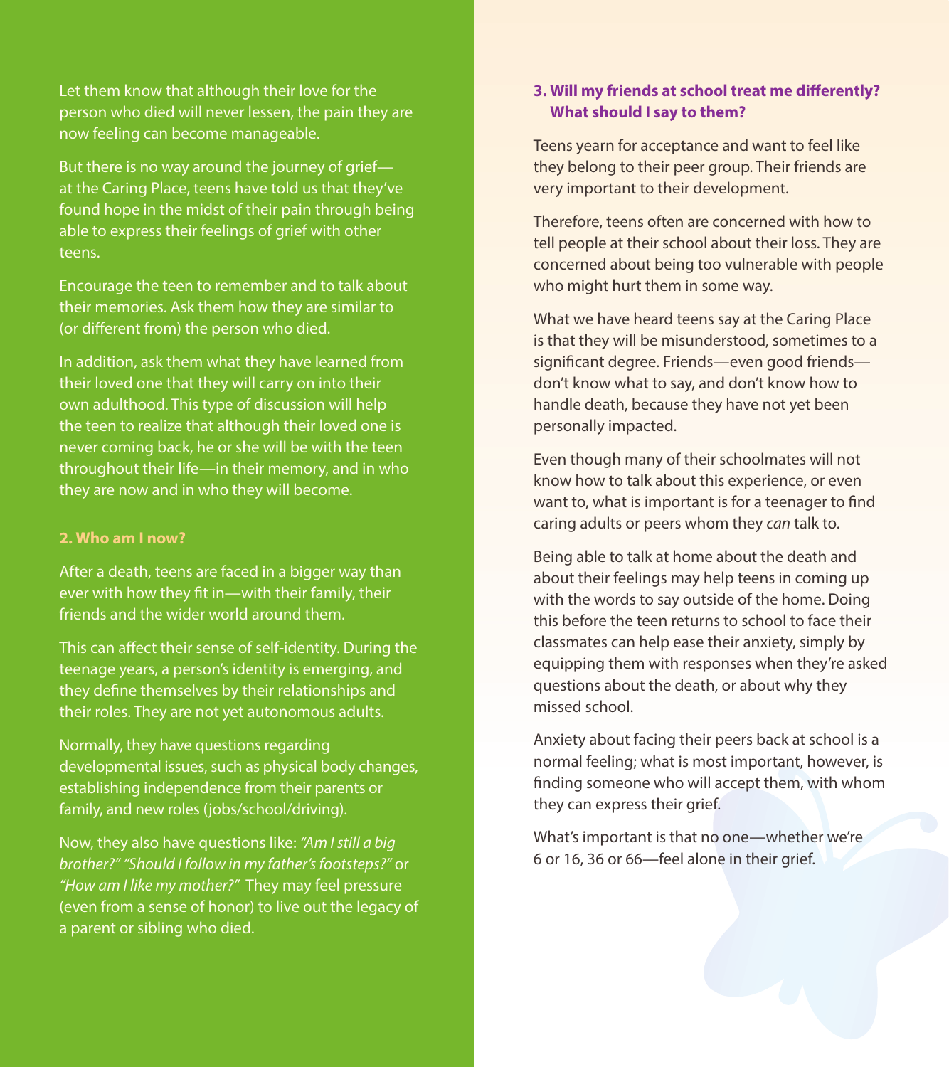Let them know that although their love for the person who died will never lessen, the pain they are now feeling can become manageable.

But there is no way around the journey of grief—at the Caring Place, teens have told us that they've found hope in the midst of their pain through being able to express their feelings of grief with other teens.

Encourage the teen to remember and to talk about their memories. Ask them how they are similar to (or different from) the person who died.

In addition, ask them what they have learned from their loved one that they will carry on into their own adulthood. This type of discussion will help the teen to realize that although their loved one is never coming back, he or she will be with the teen throughout their life—in their memory, and in who they are now and in who they will become.

### 2. Who am I now?

After a death, teens are faced in a bigger way than ever with how they fit in—with their family, their friends and the wider world around them.

This can affect their sense of self-identity. During the teenage years, a person's identity is emerging, and they define themselves by their relationships and their roles. They are not yet autonomous adults.

Normally, they have questions regarding developmental issues, such as physical body changes, establishing independence from their parents or family, and new roles (jobs/school/driving).

Now, they also have questions like: *"Am I still a big brother?" "Should I follow in my father's footsteps?"* or *"How am I like my mother?"* They may feel pressure (even from a sense of honor) to live out the legacy of a parent or sibling who died.

### 3. Will my friends at school treat me differently? What should I say to them?

Teens yearn for acceptance and want to feel like they belong to their peer group. Their friends are very important to their development.

Therefore, teens often are concerned with how to tell people at their school about their loss. They are concerned about being too vulnerable with people who might hurt them in some way.

What we have heard teens say at the Caring Place is that they will be misunderstood, sometimes to a significant degree. Friends—even good friends—don't know what to say, and don't know how to handle death, because they have not yet been personally impacted.

Even though many of their schoolmates will not know how to talk about this experience, or even want to, what is important is for a teenager to find caring adults or peers whom they *can* talk to.

Being able to talk at home about the death and about their feelings may help teens in coming up with the words to say outside of the home. Doing this before the teen returns to school to face their classmates can help ease their anxiety, simply by equipping them with responses when they're asked questions about the death, or about why they missed school.

Anxiety about facing their peers back at school is a normal feeling; what is most important, however, is finding someone who will accept them, with whom they can express their grief.

What's important is that no one—whether we're 6 or 16, 36 or 66—feel alone in their grief.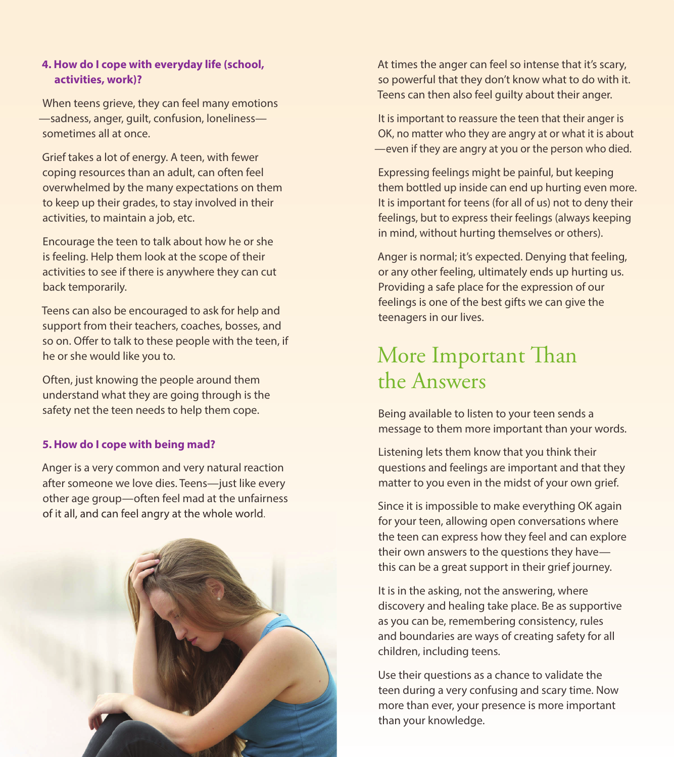**4. How do I cope with everyday life (school, activities, work)?**

When teens grieve, they can feel many emotions—sadness, anger, guilt, confusion, loneliness—sometimes all at once.

Grief takes a lot of energy. A teen, with fewer coping resources than an adult, can often feel overwhelmed by the many expectations on them to keep up their grades, to stay involved in their activities, to maintain a job, etc.

Encourage the teen to talk about how he or she is feeling. Help them look at the scope of their activities to see if there is anywhere they can cut back temporarily.

Teens can also be encouraged to ask for help and support from their teachers, coaches, bosses, and so on. Offer to talk to these people with the teen, if he or she would like you to.

Often, just knowing the people around them understand what they are going through is the safety net the teen needs to help them cope.

**5. How do I cope with being mad?**

Anger is a very common and very natural reaction after someone we love dies. Teens—just like every other age group—often feel mad at the unfairness of it all, and can feel angry at the whole world.

At times the anger can feel so intense that it's scary, so powerful that they don't know what to do with it. Teens can then also feel guilty about their anger.

It is important to reassure the teen that their anger is OK, no matter who they are angry at or what it is about—even if they are angry at you or the person who died.

Expressing feelings might be painful, but keeping them bottled up inside can end up hurting even more. It is important for teens (for all of us) not to deny their feelings, but to express their feelings (always keeping in mind, without hurting themselves or others).

Anger is normal; it's expected. Denying that feeling, or any other feeling, ultimately ends up hurting us. Providing a safe place for the expression of our feelings is one of the best gifts we can give the teenagers in our lives.

## More Important Than the Answers

Being available to listen to your teen sends a message to them more important than your words.

Listening lets them know that you think their questions and feelings are important and that they matter to you even in the midst of your own grief.

Since it is impossible to make everything OK again for your teen, allowing open conversations where the teen can express how they feel and can explore their own answers to the questions they have—this can be a great support in their grief journey.

It is in the asking, not the answering, where discovery and healing take place. Be as supportive as you can be, remembering consistency, rules and boundaries are ways of creating safety for all children, including teens.

Use their questions as a chance to validate the teen during a very confusing and scary time. Now more than ever, your presence is more important than your knowledge.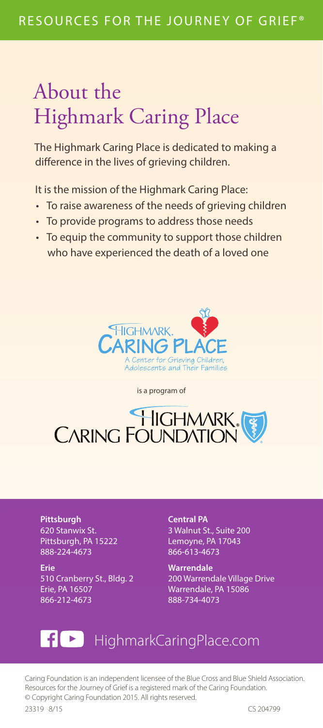RESOURCES FOR THE JOURNEY OF GRIEF®

# About the Highmark Caring Place

The Highmark Caring Place is dedicated to making a difference in the lives of grieving children.

It is the mission of the Highmark Caring Place:

- To raise awareness of the needs of grieving children
- To provide programs to address those needs
- To equip the community to support those children who have experienced the death of a loved one

HIGHMARK. CARING PLACE
A Center for Grieving Children, Adolescents and Their Families

is a program of

HIGHMARK. CARING FOUNDATION

**Pittsburgh**
620 Stanwix St.
Pittsburgh, PA 15222
888-224-4673

**Erie**
510 Cranberry St., Bldg. 2
Erie, PA 16507
866-212-4673

**Central PA**
3 Walnut St., Suite 200
Lemoyne, PA 17043
866-613-4673

**Warrendale**
200 Warrendale Village Drive
Warrendale, PA 15086
888-734-4073

HighmarkCaringPlace.com

Caring Foundation is an independent licensee of the Blue Cross and Blue Shield Association.
Resources for the Journey of Grief is a registered mark of the Caring Foundation.
© Copyright Caring Foundation 2015. All rights reserved.

23319 8/15 CS 204799